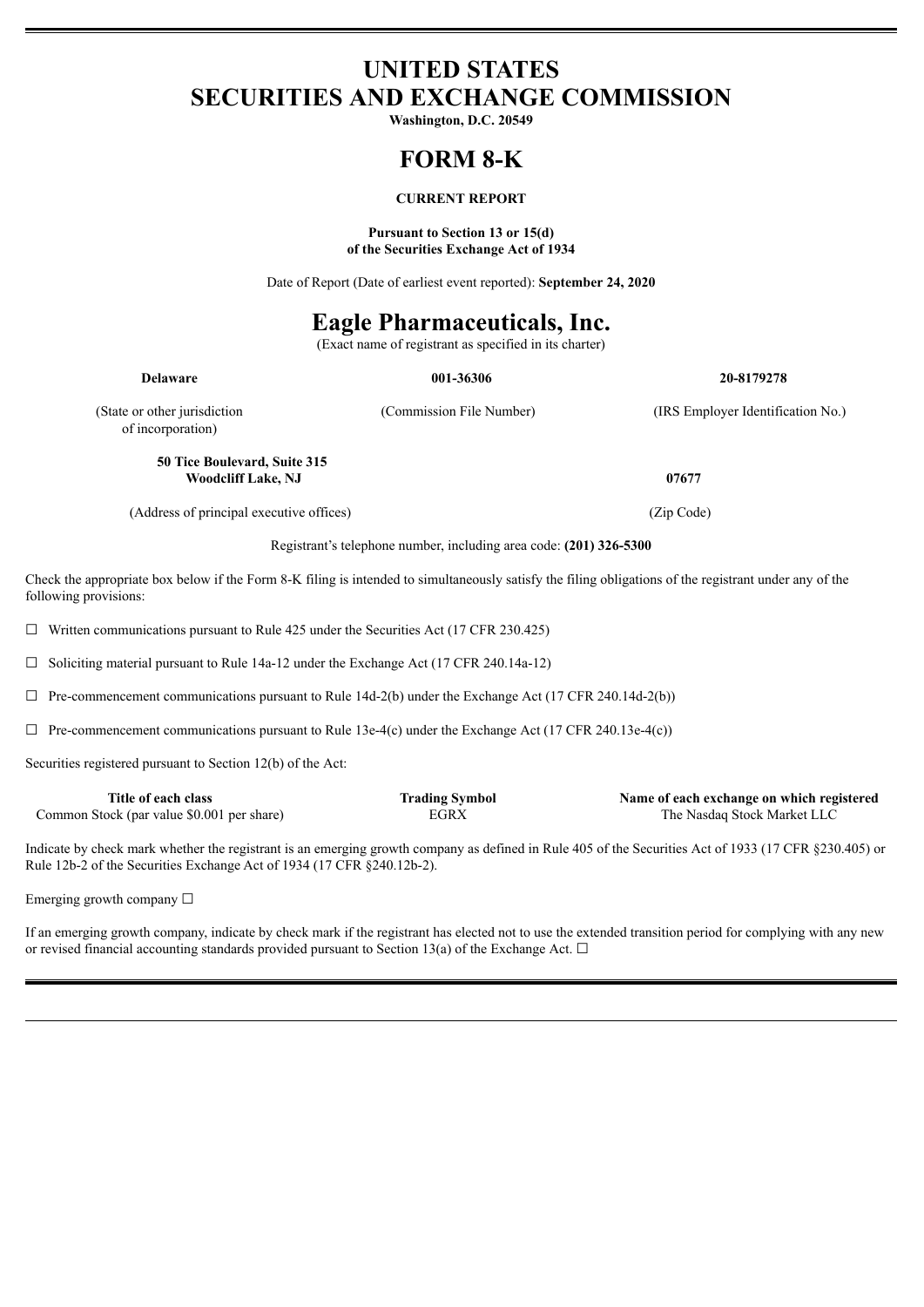# UNITED STATES
# SECURITIES AND EXCHANGE COMMISSION

**Washington, D.C. 20549**

# FORM 8-K

**CURRENT REPORT**

**Pursuant to Section 13 or 15(d)**
**of the Securities Exchange Act of 1934**

Date of Report (Date of earliest event reported): **September 24, 2020**

# Eagle Pharmaceuticals, Inc.

(Exact name of registrant as specified in its charter)

| **Delaware** | **001-36306** | **20-8179278** |
|---|---|---|
| (State or other jurisdiction of incorporation) | (Commission File Number) | (IRS Employer Identification No.) |

| **50 Tice Boulevard, Suite 315 Woodcliff Lake, NJ** | **07677** |
|---|---|
| (Address of principal executive offices) | (Zip Code) |

Registrant's telephone number, including area code: **(201) 326-5300**

Check the appropriate box below if the Form 8-K filing is intended to simultaneously satisfy the filing obligations of the registrant under any of the following provisions:

☐ Written communications pursuant to Rule 425 under the Securities Act (17 CFR 230.425)

☐ Soliciting material pursuant to Rule 14a-12 under the Exchange Act (17 CFR 240.14a-12)

☐ Pre-commencement communications pursuant to Rule 14d-2(b) under the Exchange Act (17 CFR 240.14d-2(b))

☐ Pre-commencement communications pursuant to Rule 13e-4(c) under the Exchange Act (17 CFR 240.13e-4(c))

Securities registered pursuant to Section 12(b) of the Act:

| Title of each class | Trading Symbol | Name of each exchange on which registered |
|---|---|---|
| Common Stock (par value $0.001 per share) | EGRX | The Nasdaq Stock Market LLC |

Indicate by check mark whether the registrant is an emerging growth company as defined in Rule 405 of the Securities Act of 1933 (17 CFR §230.405) or Rule 12b-2 of the Securities Exchange Act of 1934 (17 CFR §240.12b-2).

Emerging growth company ☐

If an emerging growth company, indicate by check mark if the registrant has elected not to use the extended transition period for complying with any new or revised financial accounting standards provided pursuant to Section 13(a) of the Exchange Act. ☐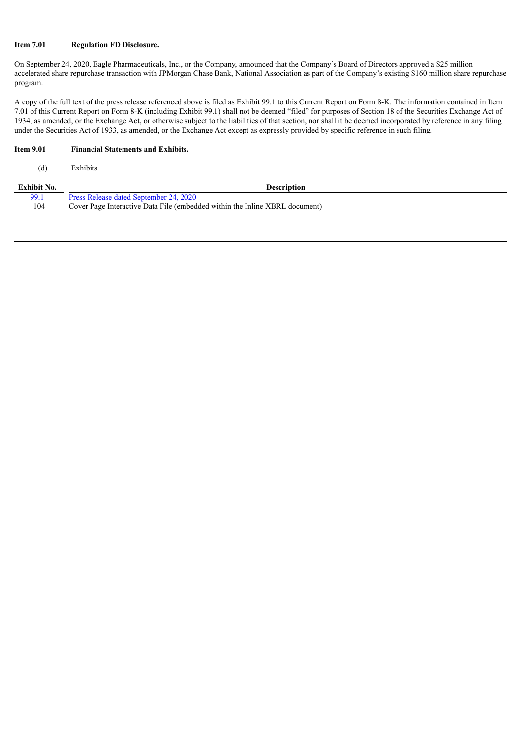**Item 7.01 Regulation FD Disclosure.**

On September 24, 2020, Eagle Pharmaceuticals, Inc., or the Company, announced that the Company's Board of Directors approved a $25 million accelerated share repurchase transaction with JPMorgan Chase Bank, National Association as part of the Company's existing $160 million share repurchase program.

A copy of the full text of the press release referenced above is filed as Exhibit 99.1 to this Current Report on Form 8-K. The information contained in Item 7.01 of this Current Report on Form 8-K (including Exhibit 99.1) shall not be deemed "filed" for purposes of Section 18 of the Securities Exchange Act of 1934, as amended, or the Exchange Act, or otherwise subject to the liabilities of that section, nor shall it be deemed incorporated by reference in any filing under the Securities Act of 1933, as amended, or the Exchange Act except as expressly provided by specific reference in such filing.

**Item 9.01 Financial Statements and Exhibits.**

(d) Exhibits

| Exhibit No. | Description |
|---|---|
| 99.1 | Press Release dated September 24, 2020 |
| 104 | Cover Page Interactive Data File (embedded within the Inline XBRL document) |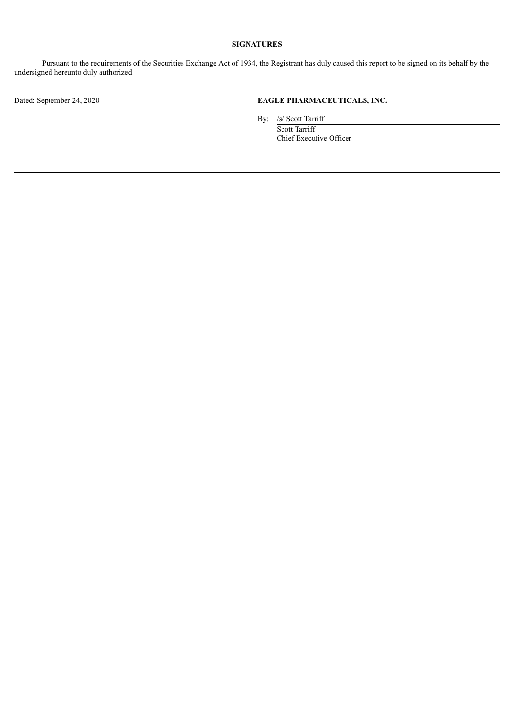## SIGNATURES

Pursuant to the requirements of the Securities Exchange Act of 1934, the Registrant has duly caused this report to be signed on its behalf by the undersigned hereunto duly authorized.

Dated: September 24, 2020

**EAGLE PHARMACEUTICALS, INC.**

By: /s/ Scott Tarriff
Scott Tarriff
Chief Executive Officer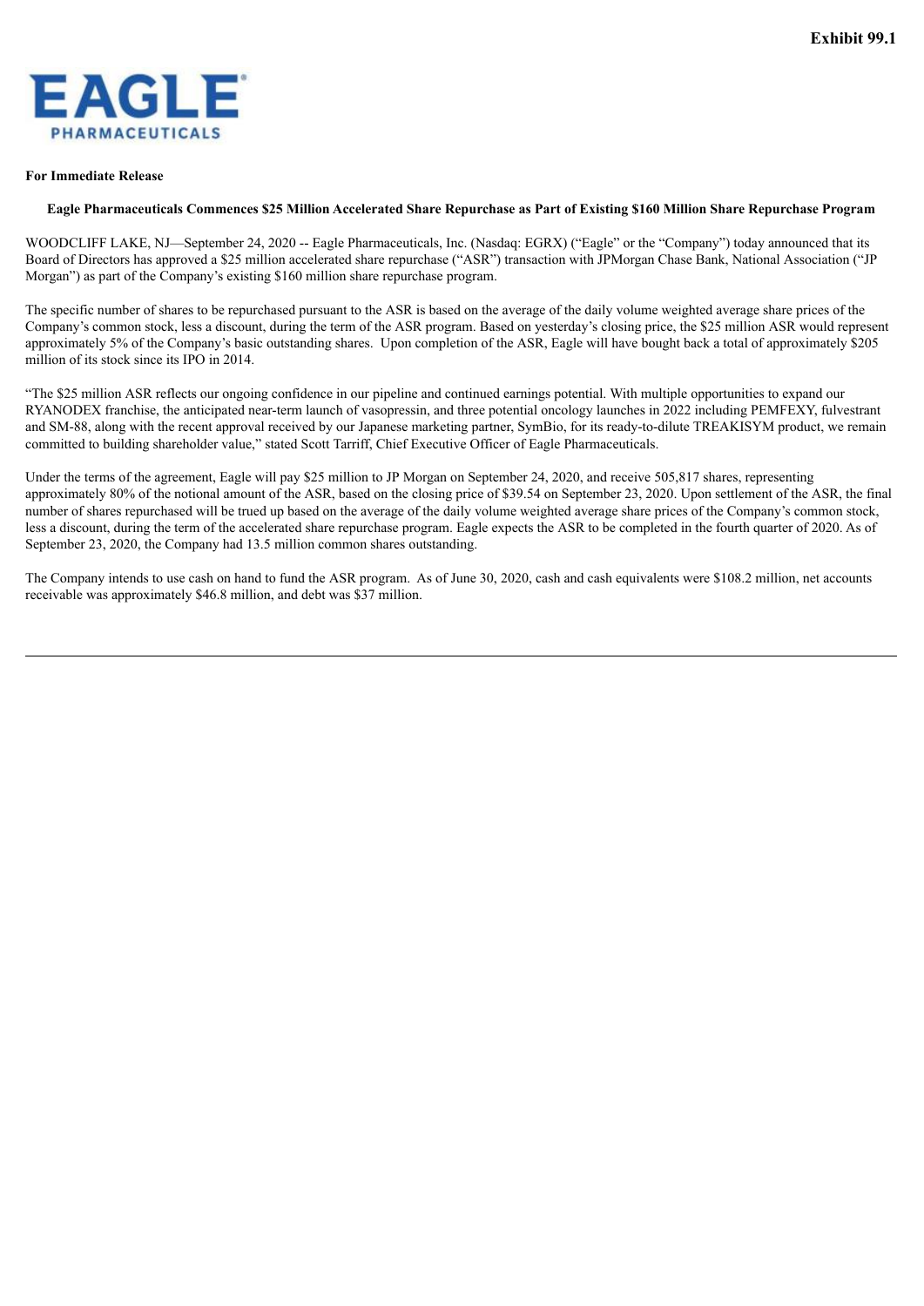**Exhibit 99.1**

EAGLE PHARMACEUTICALS

**For Immediate Release**

**Eagle Pharmaceuticals Commences $25 Million Accelerated Share Repurchase as Part of Existing $160 Million Share Repurchase Program**

WOODCLIFF LAKE, NJ—September 24, 2020 -- Eagle Pharmaceuticals, Inc. (Nasdaq: EGRX) ("Eagle" or the "Company") today announced that its Board of Directors has approved a $25 million accelerated share repurchase ("ASR") transaction with JPMorgan Chase Bank, National Association ("JP Morgan") as part of the Company's existing $160 million share repurchase program.

The specific number of shares to be repurchased pursuant to the ASR is based on the average of the daily volume weighted average share prices of the Company's common stock, less a discount, during the term of the ASR program. Based on yesterday's closing price, the $25 million ASR would represent approximately 5% of the Company's basic outstanding shares. Upon completion of the ASR, Eagle will have bought back a total of approximately $205 million of its stock since its IPO in 2014.

"The $25 million ASR reflects our ongoing confidence in our pipeline and continued earnings potential. With multiple opportunities to expand our RYANODEX franchise, the anticipated near-term launch of vasopressin, and three potential oncology launches in 2022 including PEMFEXY, fulvestrant and SM-88, along with the recent approval received by our Japanese marketing partner, SymBio, for its ready-to-dilute TREAKISYM product, we remain committed to building shareholder value," stated Scott Tarriff, Chief Executive Officer of Eagle Pharmaceuticals.

Under the terms of the agreement, Eagle will pay $25 million to JP Morgan on September 24, 2020, and receive 505,817 shares, representing approximately 80% of the notional amount of the ASR, based on the closing price of $39.54 on September 23, 2020. Upon settlement of the ASR, the final number of shares repurchased will be trued up based on the average of the daily volume weighted average share prices of the Company's common stock, less a discount, during the term of the accelerated share repurchase program. Eagle expects the ASR to be completed in the fourth quarter of 2020. As of September 23, 2020, the Company had 13.5 million common shares outstanding.

The Company intends to use cash on hand to fund the ASR program. As of June 30, 2020, cash and cash equivalents were $108.2 million, net accounts receivable was approximately $46.8 million, and debt was $37 million.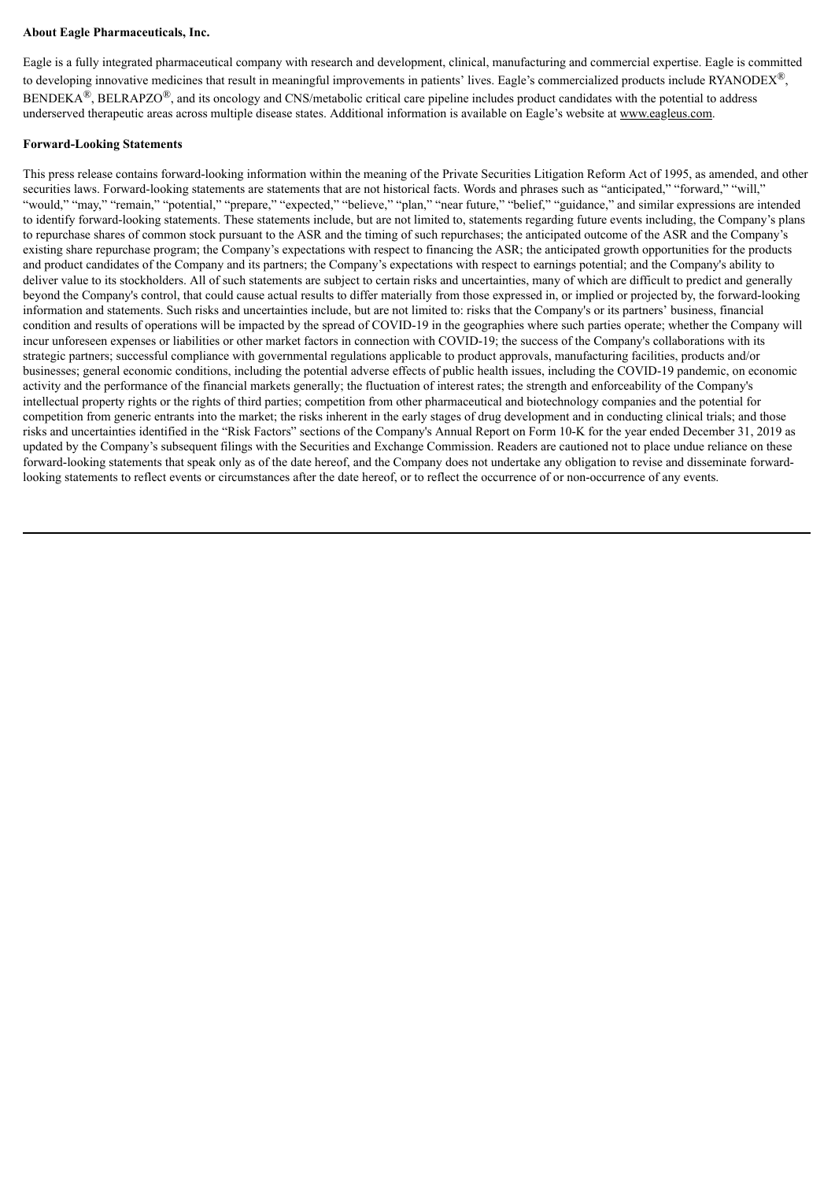**About Eagle Pharmaceuticals, Inc.**

Eagle is a fully integrated pharmaceutical company with research and development, clinical, manufacturing and commercial expertise. Eagle is committed to developing innovative medicines that result in meaningful improvements in patients' lives. Eagle's commercialized products include RYANODEX®, BENDEKA®, BELRAPZO®, and its oncology and CNS/metabolic critical care pipeline includes product candidates with the potential to address underserved therapeutic areas across multiple disease states. Additional information is available on Eagle's website at www.eagleus.com.

**Forward-Looking Statements**

This press release contains forward-looking information within the meaning of the Private Securities Litigation Reform Act of 1995, as amended, and other securities laws. Forward-looking statements are statements that are not historical facts. Words and phrases such as "anticipated," "forward," "will," "would," "may," "remain," "potential," "prepare," "expected," "believe," "plan," "near future," "belief," "guidance," and similar expressions are intended to identify forward-looking statements. These statements include, but are not limited to, statements regarding future events including, the Company's plans to repurchase shares of common stock pursuant to the ASR and the timing of such repurchases; the anticipated outcome of the ASR and the Company's existing share repurchase program; the Company's expectations with respect to financing the ASR; the anticipated growth opportunities for the products and product candidates of the Company and its partners; the Company's expectations with respect to earnings potential; and the Company's ability to deliver value to its stockholders. All of such statements are subject to certain risks and uncertainties, many of which are difficult to predict and generally beyond the Company's control, that could cause actual results to differ materially from those expressed in, or implied or projected by, the forward-looking information and statements. Such risks and uncertainties include, but are not limited to: risks that the Company's or its partners' business, financial condition and results of operations will be impacted by the spread of COVID-19 in the geographies where such parties operate; whether the Company will incur unforeseen expenses or liabilities or other market factors in connection with COVID-19; the success of the Company's collaborations with its strategic partners; successful compliance with governmental regulations applicable to product approvals, manufacturing facilities, products and/or businesses; general economic conditions, including the potential adverse effects of public health issues, including the COVID-19 pandemic, on economic activity and the performance of the financial markets generally; the fluctuation of interest rates; the strength and enforceability of the Company's intellectual property rights or the rights of third parties; competition from other pharmaceutical and biotechnology companies and the potential for competition from generic entrants into the market; the risks inherent in the early stages of drug development and in conducting clinical trials; and those risks and uncertainties identified in the "Risk Factors" sections of the Company's Annual Report on Form 10-K for the year ended December 31, 2019 as updated by the Company's subsequent filings with the Securities and Exchange Commission. Readers are cautioned not to place undue reliance on these forward-looking statements that speak only as of the date hereof, and the Company does not undertake any obligation to revise and disseminate forward-looking statements to reflect events or circumstances after the date hereof, or to reflect the occurrence of or non-occurrence of any events.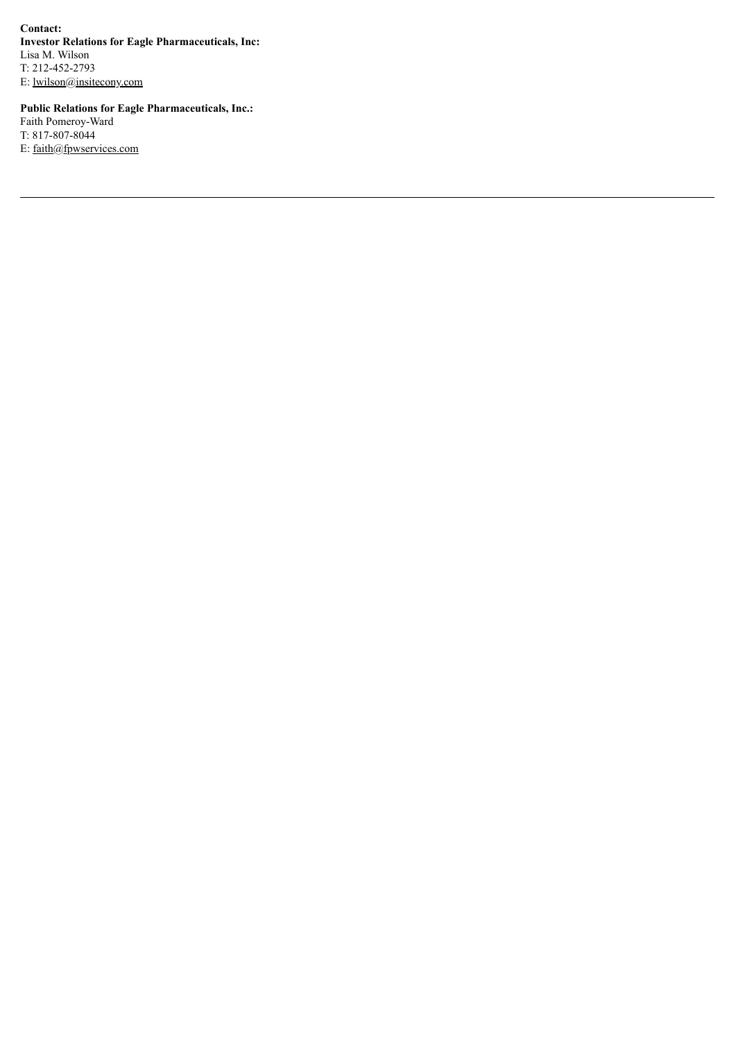**Contact:**
**Investor Relations for Eagle Pharmaceuticals, Inc:**
Lisa M. Wilson
T: 212-452-2793
E: lwilson@insitecony.com

**Public Relations for Eagle Pharmaceuticals, Inc.:**
Faith Pomeroy-Ward
T: 817-807-8044
E: faith@fpwservices.com

---